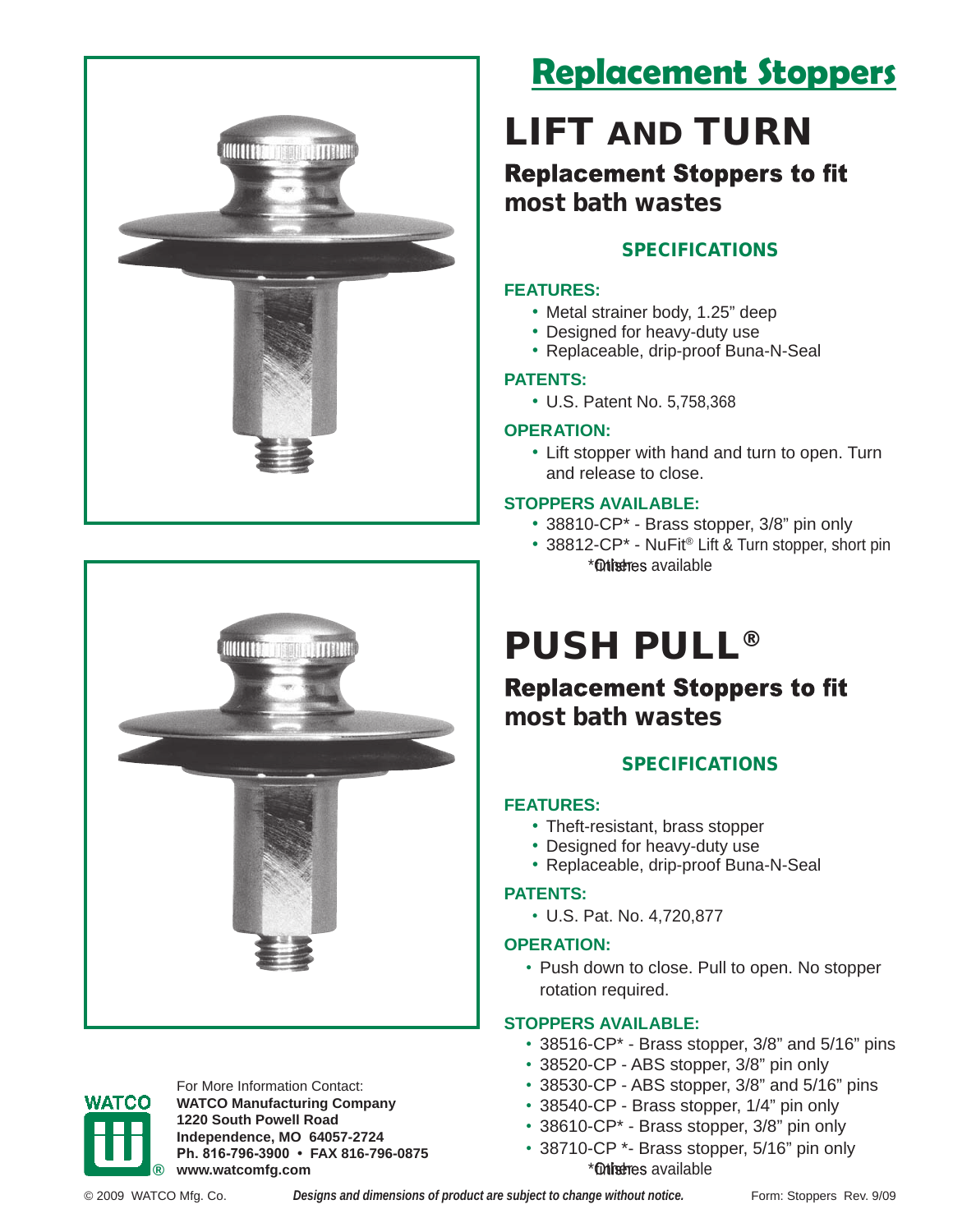# Replacement Stoppers

## LIFT AND TURN

### Replacement Stoppers to fit most bath wastes

#### SPECIFICATIONS

**FEATURES:**

- Metal strainer body, 1.25" deep
- Designed for heavy-duty use
- Replaceable, drip-proof Buna-N-Seal

**PATENTS:**

- U.S. Patent No. 5,758,368

**OPERATION:**

- Lift stopper with hand and turn to open. Turn and release to close.

**STOPPERS AVAILABLE:**

- 38810-CP* - Brass stopper, 3/8" pin only
- 38812-CP* - NuFit® Lift & Turn stopper, short pin

*Other finishes available

## PUSH PULL®

### Replacement Stoppers to fit most bath wastes

#### SPECIFICATIONS

**FEATURES:**

- Theft-resistant, brass stopper
- Designed for heavy-duty use
- Replaceable, drip-proof Buna-N-Seal

**PATENTS:**

- U.S. Pat. No. 4,720,877

**OPERATION:**

- Push down to close. Pull to open. No stopper rotation required.

**STOPPERS AVAILABLE:**

- 38516-CP* - Brass stopper, 3/8" and 5/16" pins
- 38520-CP - ABS stopper, 3/8" pin only
- 38530-CP - ABS stopper, 3/8" and 5/16" pins
- 38540-CP - Brass stopper, 1/4" pin only
- 38610-CP* - Brass stopper, 3/8" pin only
- 38710-CP *- Brass stopper, 5/16" pin only

*Other finishes available

For More Information Contact:
**WATCO Manufacturing Company**
**1220 South Powell Road**
**Independence, MO 64057-2724**
**Ph. 816-796-3900 • FAX 816-796-0875**
**www.watcomfg.com**

© 2009 WATCO Mfg. Co. ***Designs and dimensions of product are subject to change without notice.*** Form: Stoppers Rev. 9/09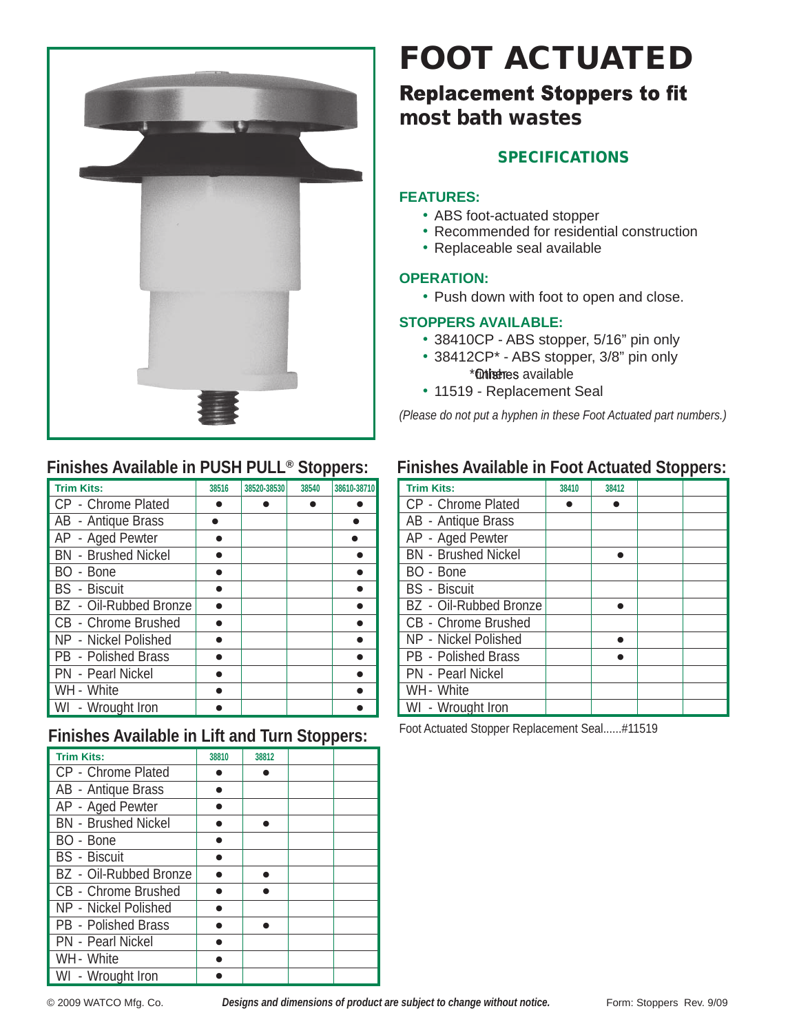# FOOT ACTUATED

## Replacement Stoppers to fit most bath wastes

### SPECIFICATIONS

**FEATURES:**

- ABS foot-actuated stopper
- Recommended for residential construction
- Replaceable seal available

**OPERATION:**

- Push down with foot to open and close.

**STOPPERS AVAILABLE:**

- 38410CP - ABS stopper, 5/16" pin only
- 38412CP* - ABS stopper, 3/8" pin only
  *Other finishes available
- 11519 - Replacement Seal

*(Please do not put a hyphen in these Foot Actuated part numbers.)*

## Finishes Available in PUSH PULL® Stoppers:

| Trim Kits: | 38516 | 38520-38530 | 38540 | 38610-38710 |
|---|---|---|---|---|
| CP - Chrome Plated | ● | ● | ● | ● |
| AB - Antique Brass | ● | | | ● |
| AP - Aged Pewter | ● | | | ● |
| BN - Brushed Nickel | ● | | | ● |
| BO - Bone | ● | | | ● |
| BS - Biscuit | ● | | | ● |
| BZ - Oil-Rubbed Bronze | ● | | | ● |
| CB - Chrome Brushed | ● | | | ● |
| NP - Nickel Polished | ● | | | ● |
| PB - Polished Brass | ● | | | ● |
| PN - Pearl Nickel | ● | | | ● |
| WH - White | ● | | | ● |
| WI - Wrought Iron | ● | | | ● |

## Finishes Available in Foot Actuated Stoppers:

| Trim Kits: | 38410 | 38412 | | |
|---|---|---|---|---|
| CP - Chrome Plated | ● | ● | | |
| AB - Antique Brass | | | | |
| AP - Aged Pewter | | | | |
| BN - Brushed Nickel | | ● | | |
| BO - Bone | | | | |
| BS - Biscuit | | | | |
| BZ - Oil-Rubbed Bronze | | ● | | |
| CB - Chrome Brushed | | | | |
| NP - Nickel Polished | | ● | | |
| PB - Polished Brass | | ● | | |
| PN - Pearl Nickel | | | | |
| WH - White | | | | |
| WI - Wrought Iron | | | | |

Foot Actuated Stopper Replacement Seal......#11519

## Finishes Available in Lift and Turn Stoppers:

| Trim Kits: | 38810 | 38812 | | |
|---|---|---|---|---|
| CP - Chrome Plated | ● | ● | | |
| AB - Antique Brass | ● | | | |
| AP - Aged Pewter | ● | | | |
| BN - Brushed Nickel | ● | ● | | |
| BO - Bone | ● | | | |
| BS - Biscuit | ● | | | |
| BZ - Oil-Rubbed Bronze | ● | ● | | |
| CB - Chrome Brushed | ● | ● | | |
| NP - Nickel Polished | ● | | | |
| PB - Polished Brass | ● | ● | | |
| PN - Pearl Nickel | ● | | | |
| WH - White | ● | | | |
| WI - Wrought Iron | ● | | | |

© 2009 WATCO Mfg. Co. *Designs and dimensions of product are subject to change without notice.* Form: Stoppers Rev. 9/09